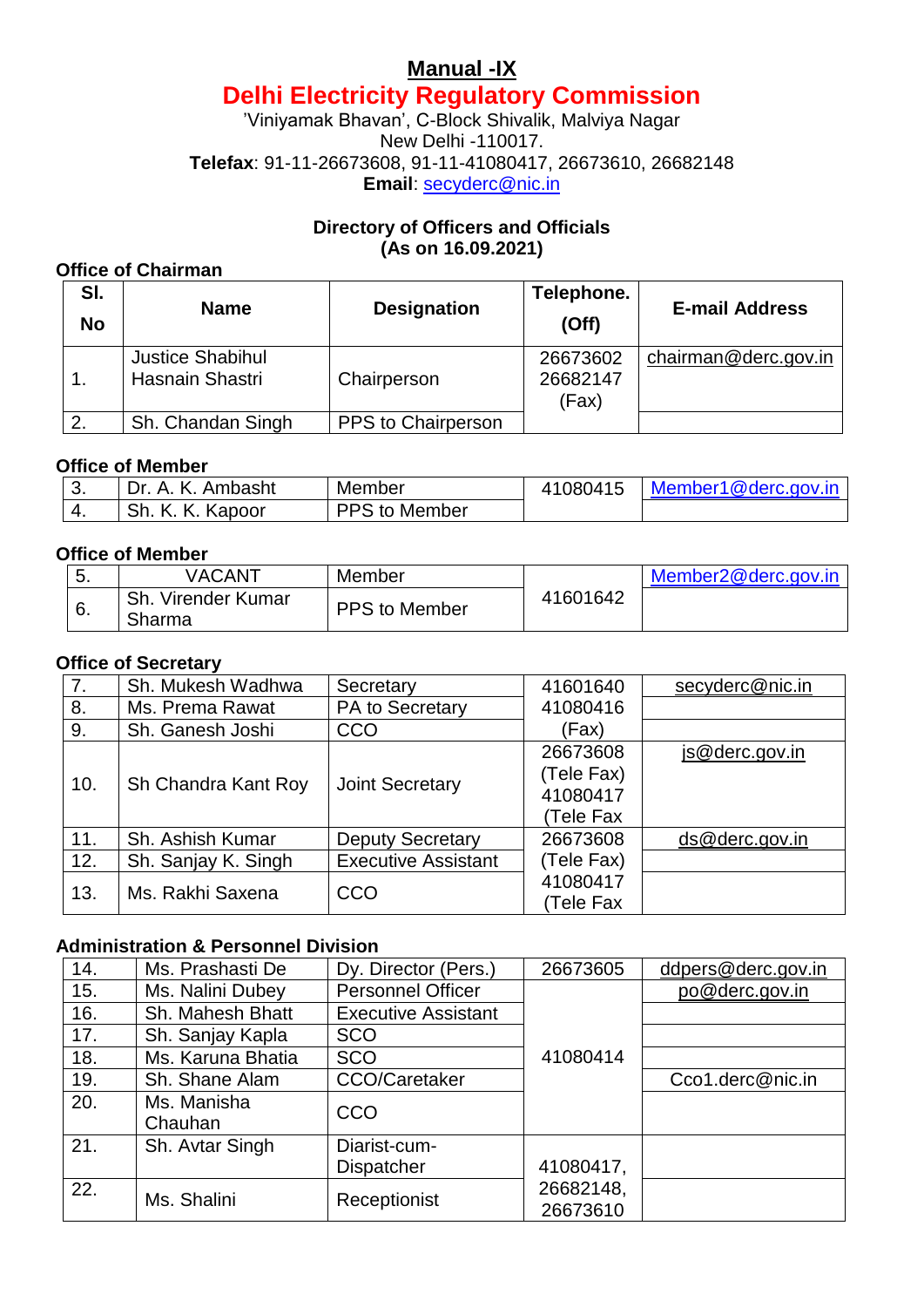# Manual -IX

## Delhi Electricity Regulatory Commission

'Viniyamak Bhavan', C-Block Shivalik, Malviya Nagar
New Delhi -110017.
**Telefax**: 91-11-26673608, 91-11-41080417, 26673610, 26682148
**Email**: secyderc@nic.in

### Directory of Officers and Officials
### (As on 16.09.2021)

**Office of Chairman**

| Sl. No | Name | Designation | Telephone. (Off) | E-mail Address |
|---|---|---|---|---|
| 1. | Justice Shabihul Hasnain Shastri | Chairperson | 26673602 26682147 (Fax) | chairman@derc.gov.in |
| 2. | Sh. Chandan Singh | PPS to Chairperson | | |

**Office of Member**

| | | | | |
|---|---|---|---|---|
| 3. | Dr. A. K. Ambasht | Member | 41080415 | Member1@derc.gov.in |
| 4. | Sh. K. K. Kapoor | PPS to Member | | |

**Office of Member**

| | | | | |
|---|---|---|---|---|
| 5. | VACANT | Member | 41601642 | Member2@derc.gov.in |
| 6. | Sh. Virender Kumar Sharma | PPS to Member | | |

**Office of Secretary**

| | | | | |
|---|---|---|---|---|
| 7. | Sh. Mukesh Wadhwa | Secretary | 41601640 | secyderc@nic.in |
| 8. | Ms. Prema Rawat | PA to Secretary | 41080416 | |
| 9. | Sh. Ganesh Joshi | CCO | (Fax) | |
| 10. | Sh Chandra Kant Roy | Joint Secretary | 26673608 (Tele Fax) 41080417 (Tele Fax | js@derc.gov.in |
| 11. | Sh. Ashish Kumar | Deputy Secretary | 26673608 | ds@derc.gov.in |
| 12. | Sh. Sanjay K. Singh | Executive Assistant | (Tele Fax) | |
| 13. | Ms. Rakhi Saxena | CCO | 41080417 (Tele Fax | |

**Administration & Personnel Division**

| | | | | |
|---|---|---|---|---|
| 14. | Ms. Prashasti De | Dy. Director (Pers.) | 26673605 | ddpers@derc.gov.in |
| 15. | Ms. Nalini Dubey | Personnel Officer | 41080414 | po@derc.gov.in |
| 16. | Sh. Mahesh Bhatt | Executive Assistant | | |
| 17. | Sh. Sanjay Kapla | SCO | | |
| 18. | Ms. Karuna Bhatia | SCO | | |
| 19. | Sh. Shane Alam | CCO/Caretaker | | Cco1.derc@nic.in |
| 20. | Ms. Manisha Chauhan | CCO | | |
| 21. | Sh. Avtar Singh | Diarist-cum-Dispatcher | 41080417, 26682148, 26673610 | |
| 22. | Ms. Shalini | Receptionist | | |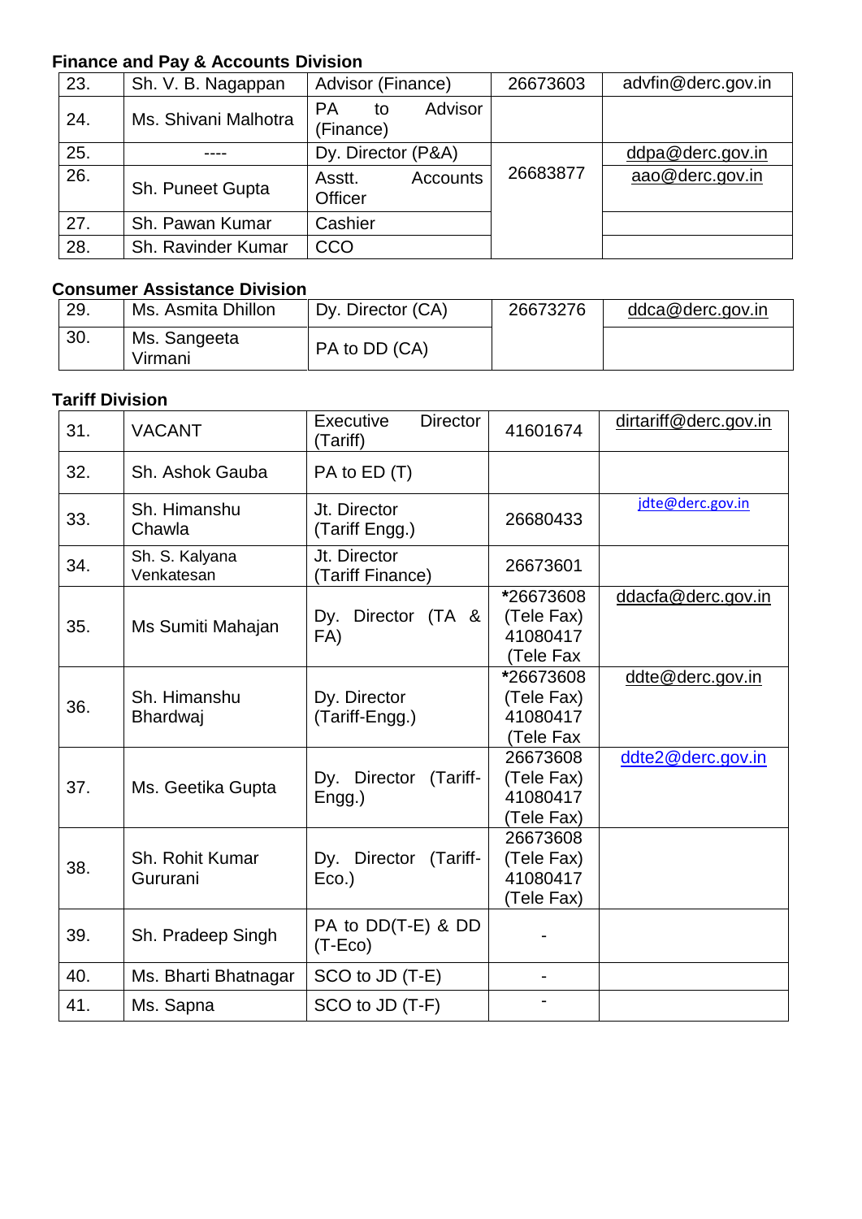**Finance and Pay & Accounts Division**

| | | | | |
|---|---|---|---|---|
| 23. | Sh. V. B. Nagappan | Advisor (Finance) | 26673603 | advfin@derc.gov.in |
| 24. | Ms. Shivani Malhotra | PA to Advisor (Finance) | | |
| 25. | ---- | Dy. Director (P&A) | 26683877 | ddpa@derc.gov.in |
| 26. | Sh. Puneet Gupta | Asstt. Accounts Officer | | aao@derc.gov.in |
| 27. | Sh. Pawan Kumar | Cashier | | |
| 28. | Sh. Ravinder Kumar | CCO | | |

**Consumer Assistance Division**

| | | | | |
|---|---|---|---|---|
| 29. | Ms. Asmita Dhillon | Dy. Director (CA) | 26673276 | ddca@derc.gov.in |
| 30. | Ms. Sangeeta Virmani | PA to DD (CA) | | |

**Tariff Division**

| | | | | |
|---|---|---|---|---|
| 31. | VACANT | Executive Director (Tariff) | 41601674 | dirtariff@derc.gov.in |
| 32. | Sh. Ashok Gauba | PA to ED (T) | | |
| 33. | Sh. Himanshu Chawla | Jt. Director (Tariff Engg.) | 26680433 | jdte@derc.gov.in |
| 34. | Sh. S. Kalyana Venkatesan | Jt. Director (Tariff Finance) | 26673601 | |
| 35. | Ms Sumiti Mahajan | Dy. Director (TA & FA) | *26673608 (Tele Fax) 41080417 (Tele Fax | ddacfa@derc.gov.in |
| 36. | Sh. Himanshu Bhardwaj | Dy. Director (Tariff-Engg.) | *26673608 (Tele Fax) 41080417 (Tele Fax | ddte@derc.gov.in |
| 37. | Ms. Geetika Gupta | Dy. Director (Tariff-Engg.) | 26673608 (Tele Fax) 41080417 (Tele Fax) | ddte2@derc.gov.in |
| 38. | Sh. Rohit Kumar Gururani | Dy. Director (Tariff-Eco.) | 26673608 (Tele Fax) 41080417 (Tele Fax) | |
| 39. | Sh. Pradeep Singh | PA to DD(T-E) & DD (T-Eco) | - | |
| 40. | Ms. Bharti Bhatnagar | SCO to JD (T-E) | - | |
| 41. | Ms. Sapna | SCO to JD (T-F) | - | |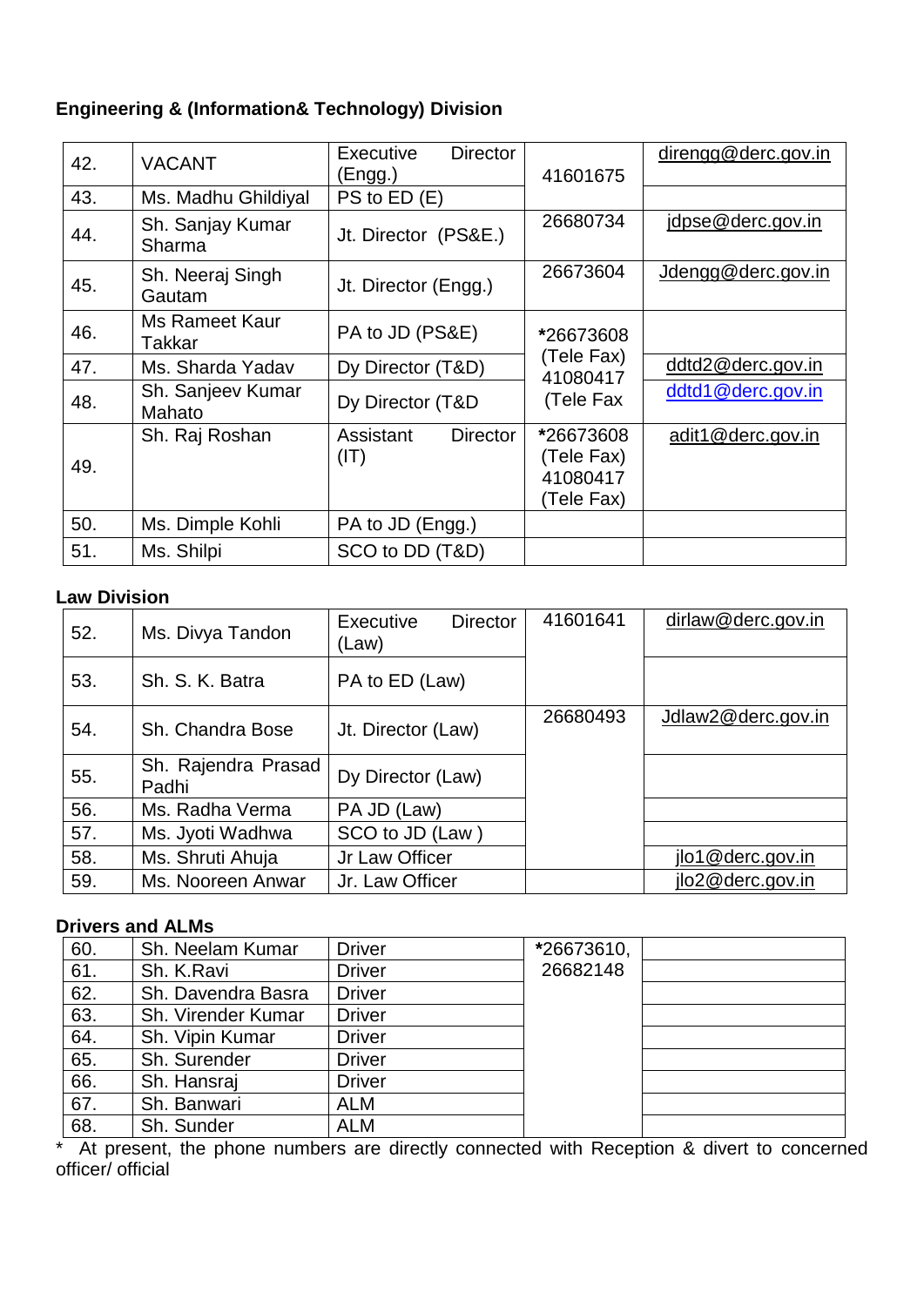**Engineering & (Information& Technology) Division**

| | | | | |
|---|---|---|---|---|
| 42. | VACANT | Executive Director (Engg.) | 41601675 | direngg@derc.gov.in |
| 43. | Ms. Madhu Ghildiyal | PS to ED (E) | | |
| 44. | Sh. Sanjay Kumar Sharma | Jt. Director (PS&E.) | 26680734 | jdpse@derc.gov.in |
| 45. | Sh. Neeraj Singh Gautam | Jt. Director (Engg.) | 26673604 | Jdengg@derc.gov.in |
| 46. | Ms Rameet Kaur Takkar | PA to JD (PS&E) | *26673608 (Tele Fax) 41080417 (Tele Fax | |
| 47. | Ms. Sharda Yadav | Dy Director (T&D) | | ddtd2@derc.gov.in |
| 48. | Sh. Sanjeev Kumar Mahato | Dy Director (T&D | | ddtd1@derc.gov.in |
| 49. | Sh. Raj Roshan | Assistant Director (IT) | *26673608 (Tele Fax) 41080417 (Tele Fax) | adit1@derc.gov.in |
| 50. | Ms. Dimple Kohli | PA to JD (Engg.) | | |
| 51. | Ms. Shilpi | SCO to DD (T&D) | | |

**Law Division**

| | | | | |
|---|---|---|---|---|
| 52. | Ms. Divya Tandon | Executive Director (Law) | 41601641 | dirlaw@derc.gov.in |
| 53. | Sh. S. K. Batra | PA to ED (Law) | | |
| 54. | Sh. Chandra Bose | Jt. Director (Law) | 26680493 | Jdlaw2@derc.gov.in |
| 55. | Sh. Rajendra Prasad Padhi | Dy Director (Law) | | |
| 56. | Ms. Radha Verma | PA JD (Law) | | |
| 57. | Ms. Jyoti Wadhwa | SCO to JD (Law ) | | |
| 58. | Ms. Shruti Ahuja | Jr Law Officer | | jlo1@derc.gov.in |
| 59. | Ms. Nooreen Anwar | Jr. Law Officer | | jlo2@derc.gov.in |

**Drivers and ALMs**

| | | | | |
|---|---|---|---|---|
| 60. | Sh. Neelam Kumar | Driver | *26673610, 26682148 | |
| 61. | Sh. K.Ravi | Driver | | |
| 62. | Sh. Davendra Basra | Driver | | |
| 63. | Sh. Virender Kumar | Driver | | |
| 64. | Sh. Vipin Kumar | Driver | | |
| 65. | Sh. Surender | Driver | | |
| 66. | Sh. Hansraj | Driver | | |
| 67. | Sh. Banwari | ALM | | |
| 68. | Sh. Sunder | ALM | | |

\* At present, the phone numbers are directly connected with Reception & divert to concerned officer/ official